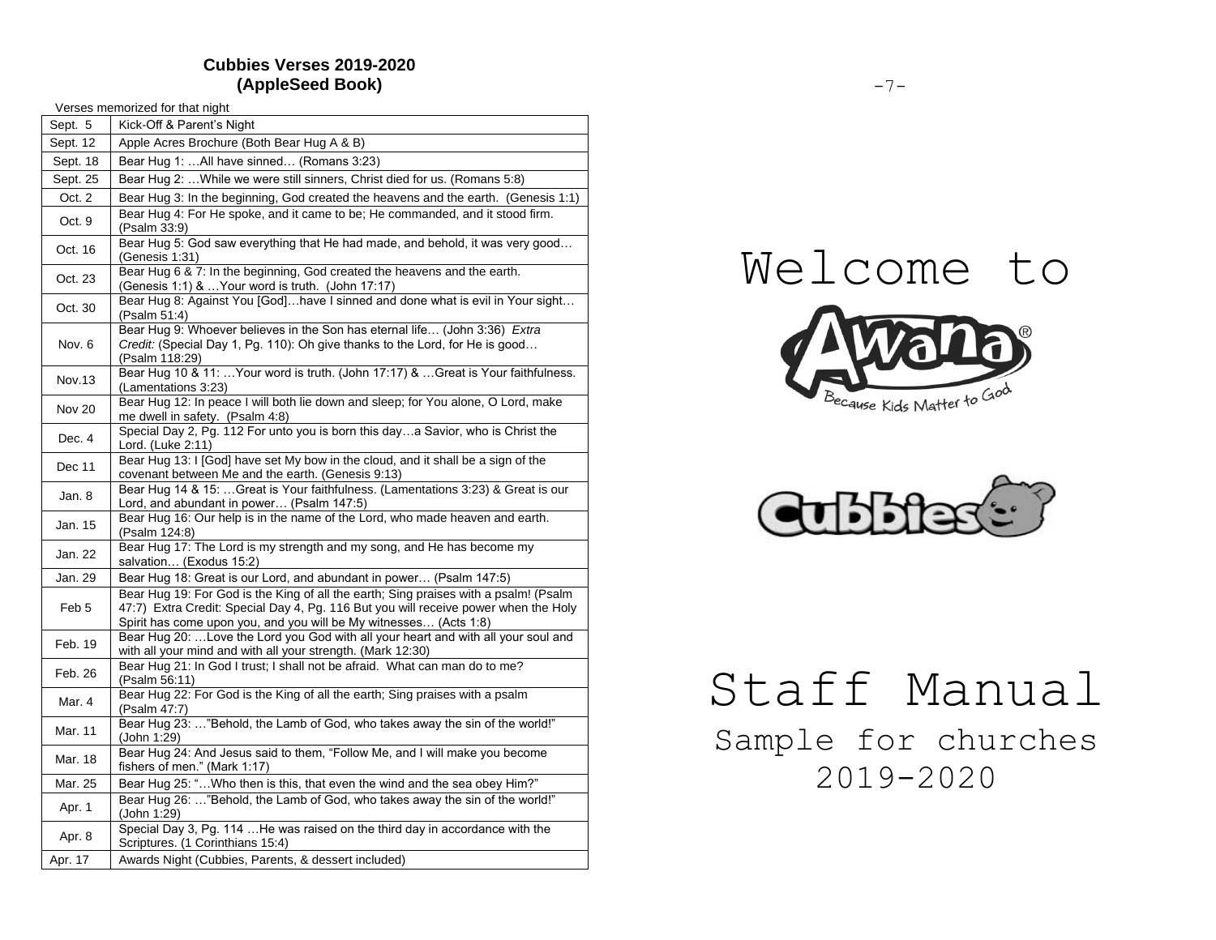## Cubbies Verses 2019-2020
## (AppleSeed Book)

Verses memorized for that night

| | |
|---|---|
| Sept. 5 | Kick-Off & Parent's Night |
| Sept. 12 | Apple Acres Brochure (Both Bear Hug A & B) |
| Sept. 18 | Bear Hug 1: …All have sinned… (Romans 3:23) |
| Sept. 25 | Bear Hug 2: …While we were still sinners, Christ died for us. (Romans 5:8) |
| Oct. 2 | Bear Hug 3: In the beginning, God created the heavens and the earth. (Genesis 1:1) |
| Oct. 9 | Bear Hug 4: For He spoke, and it came to be; He commanded, and it stood firm. (Psalm 33:9) |
| Oct. 16 | Bear Hug 5: God saw everything that He had made, and behold, it was very good… (Genesis 1:31) |
| Oct. 23 | Bear Hug 6 & 7: In the beginning, God created the heavens and the earth. (Genesis 1:1) & …Your word is truth. (John 17:17) |
| Oct. 30 | Bear Hug 8: Against You [God]…have I sinned and done what is evil in Your sight… (Psalm 51:4) |
| Nov. 6 | Bear Hug 9: Whoever believes in the Son has eternal life… (John 3:36) *Extra Credit:* (Special Day 1, Pg. 110): Oh give thanks to the Lord, for He is good… (Psalm 118:29) |
| Nov.13 | Bear Hug 10 & 11: …Your word is truth. (John 17:17) & …Great is Your faithfulness. (Lamentations 3:23) |
| Nov 20 | Bear Hug 12: In peace I will both lie down and sleep; for You alone, O Lord, make me dwell in safety. (Psalm 4:8) |
| Dec. 4 | Special Day 2, Pg. 112 For unto you is born this day…a Savior, who is Christ the Lord. (Luke 2:11) |
| Dec 11 | Bear Hug 13: I [God] have set My bow in the cloud, and it shall be a sign of the covenant between Me and the earth. (Genesis 9:13) |
| Jan. 8 | Bear Hug 14 & 15: …Great is Your faithfulness. (Lamentations 3:23) & Great is our Lord, and abundant in power… (Psalm 147:5) |
| Jan. 15 | Bear Hug 16: Our help is in the name of the Lord, who made heaven and earth. (Psalm 124:8) |
| Jan. 22 | Bear Hug 17: The Lord is my strength and my song, and He has become my salvation… (Exodus 15:2) |
| Jan. 29 | Bear Hug 18: Great is our Lord, and abundant in power… (Psalm 147:5) |
| Feb 5 | Bear Hug 19: For God is the King of all the earth; Sing praises with a psalm! (Psalm 47:7) Extra Credit: Special Day 4, Pg. 116 But you will receive power when the Holy Spirit has come upon you, and you will be My witnesses… (Acts 1:8) |
| Feb. 19 | Bear Hug 20: …Love the Lord you God with all your heart and with all your soul and with all your mind and with all your strength. (Mark 12:30) |
| Feb. 26 | Bear Hug 21: In God I trust; I shall not be afraid. What can man do to me? (Psalm 56:11) |
| Mar. 4 | Bear Hug 22: For God is the King of all the earth; Sing praises with a psalm (Psalm 47:7) |
| Mar. 11 | Bear Hug 23: …"Behold, the Lamb of God, who takes away the sin of the world!" (John 1:29) |
| Mar. 18 | Bear Hug 24: And Jesus said to them, "Follow Me, and I will make you become fishers of men." (Mark 1:17) |
| Mar. 25 | Bear Hug 25: "…Who then is this, that even the wind and the sea obey Him?" |
| Apr. 1 | Bear Hug 26: …"Behold, the Lamb of God, who takes away the sin of the world!" (John 1:29) |
| Apr. 8 | Special Day 3, Pg. 114 …He was raised on the third day in accordance with the Scriptures. (1 Corinthians 15:4) |
| Apr. 17 | Awards Night (Cubbies, Parents, & dessert included) |

# Welcome to

Awana®

Because Kids Matter to God

Cubbies

# Staff Manual

Sample for churches

2019-2020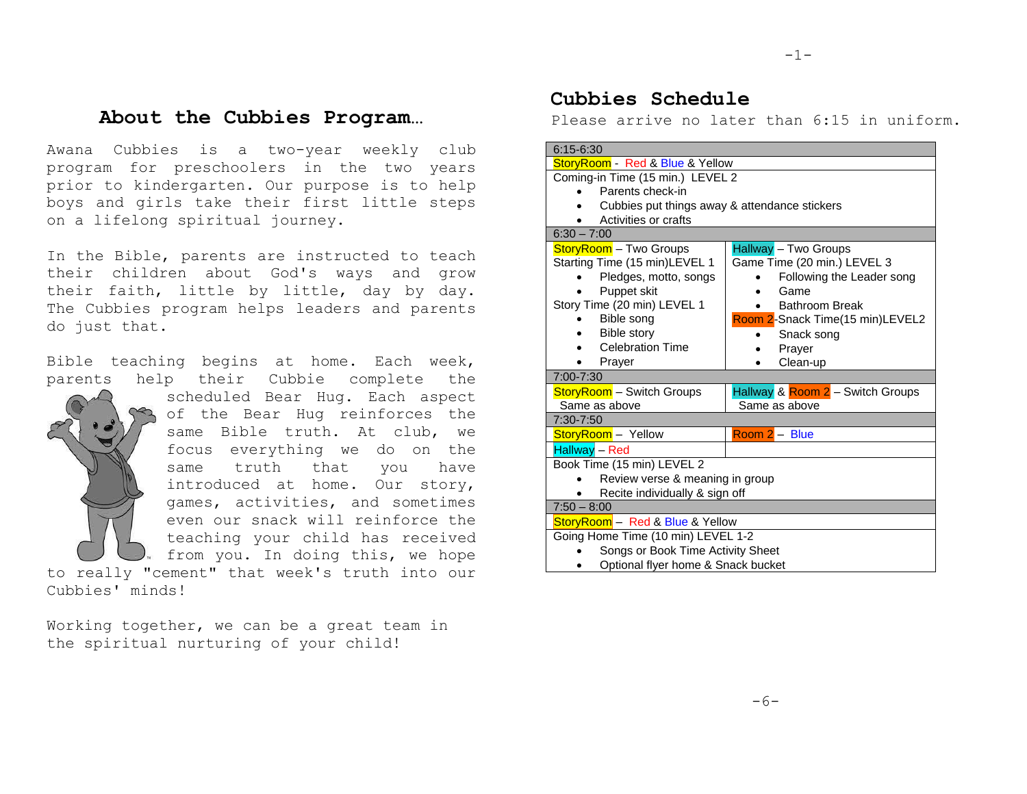## About the Cubbies Program…

Awana Cubbies is a two-year weekly club program for preschoolers in the two years prior to kindergarten. Our purpose is to help boys and girls take their first little steps on a lifelong spiritual journey.

In the Bible, parents are instructed to teach their children about God's ways and grow their faith, little by little, day by day. The Cubbies program helps leaders and parents do just that.

Bible teaching begins at home. Each week, parents help their Cubbie complete the scheduled Bear Hug. Each aspect of the Bear Hug reinforces the same Bible truth. At club, we focus everything we do on the same truth that you have introduced at home. Our story, games, activities, and sometimes even our snack will reinforce the teaching your child has received from you. In doing this, we hope to really "cement" that week's truth into our Cubbies' minds!

Working together, we can be a great team in the spiritual nurturing of your child!

## Cubbies Schedule

Please arrive no later than 6:15 in uniform.

| | |
|---|---|
| **6:15-6:30** | |
| StoryRoom - Red & Blue & Yellow | |
| Coming-in Time (15 min.) LEVEL 2<br>• Parents check-in<br>• Cubbies put things away & attendance stickers<br>• Activities or crafts | |
| **6:30 – 7:00** | |
| StoryRoom – Two Groups<br>Starting Time (15 min)LEVEL 1<br>• Pledges, motto, songs<br>• Puppet skit<br>Story Time (20 min) LEVEL 1<br>• Bible song<br>• Bible story<br>• Celebration Time<br>• Prayer | Hallway – Two Groups<br>Game Time (20 min.) LEVEL 3<br>• Following the Leader song<br>• Game<br>• Bathroom Break<br>Room 2-Snack Time(15 min)LEVEL2<br>• Snack song<br>• Prayer<br>• Clean-up |
| **7:00-7:30** | |
| StoryRoom – Switch Groups<br>Same as above | Hallway & Room 2 – Switch Groups<br>Same as above |
| **7:30-7:50** | |
| StoryRoom – Yellow | Room 2 – Blue |
| Hallway – Red | |
| Book Time (15 min) LEVEL 2<br>• Review verse & meaning in group<br>• Recite individually & sign off | |
| **7:50 – 8:00** | |
| StoryRoom – Red & Blue & Yellow | |
| Going Home Time (10 min) LEVEL 1-2<br>• Songs or Book Time Activity Sheet<br>• Optional flyer home & Snack bucket | |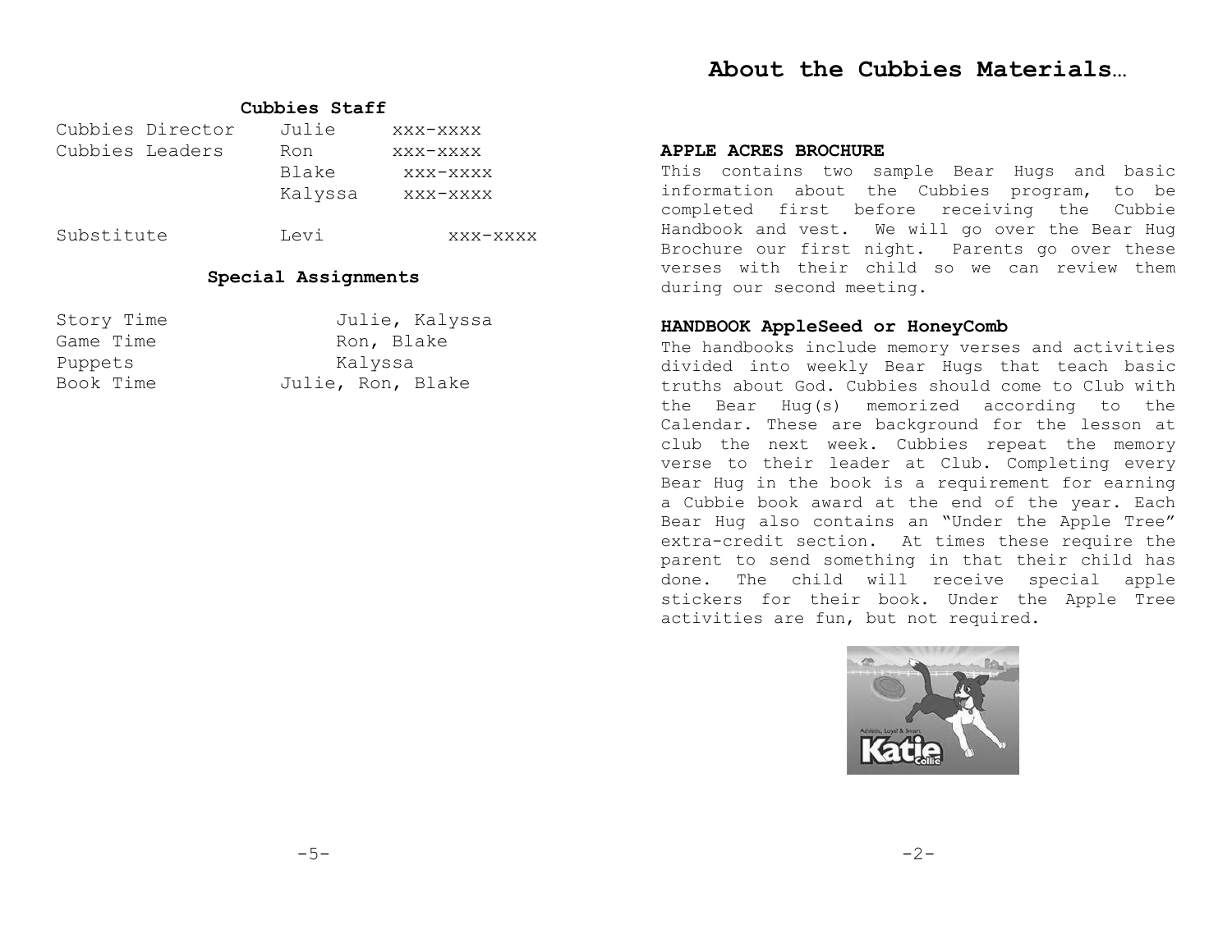## Cubbies Staff

| | | |
|---|---|---|
| Cubbies Director | Julie | xxx-xxxx |
| Cubbies Leaders | Ron | xxx-xxxx |
| | Blake | xxx-xxxx |
| | Kalyssa | xxx-xxxx |
| Substitute | Levi | xxx-xxxx |

## Special Assignments

| | |
|---|---|
| Story Time | Julie, Kalyssa |
| Game Time | Ron, Blake |
| Puppets | Kalyssa |
| Book Time | Julie, Ron, Blake |

# About the Cubbies Materials…

**APPLE ACRES BROCHURE**

This contains two sample Bear Hugs and basic information about the Cubbies program, to be completed first before receiving the Cubbie Handbook and vest. We will go over the Bear Hug Brochure our first night. Parents go over these verses with their child so we can review them during our second meeting.

**HANDBOOK AppleSeed or HoneyComb**

The handbooks include memory verses and activities divided into weekly Bear Hugs that teach basic truths about God. Cubbies should come to Club with the Bear Hug(s) memorized according to the Calendar. These are background for the lesson at club the next week. Cubbies repeat the memory verse to their leader at Club. Completing every Bear Hug in the book is a requirement for earning a Cubbie book award at the end of the year. Each Bear Hug also contains an "Under the Apple Tree" extra-credit section. At times these require the parent to send something in that their child has done. The child will receive special apple stickers for their book. Under the Apple Tree activities are fun, but not required.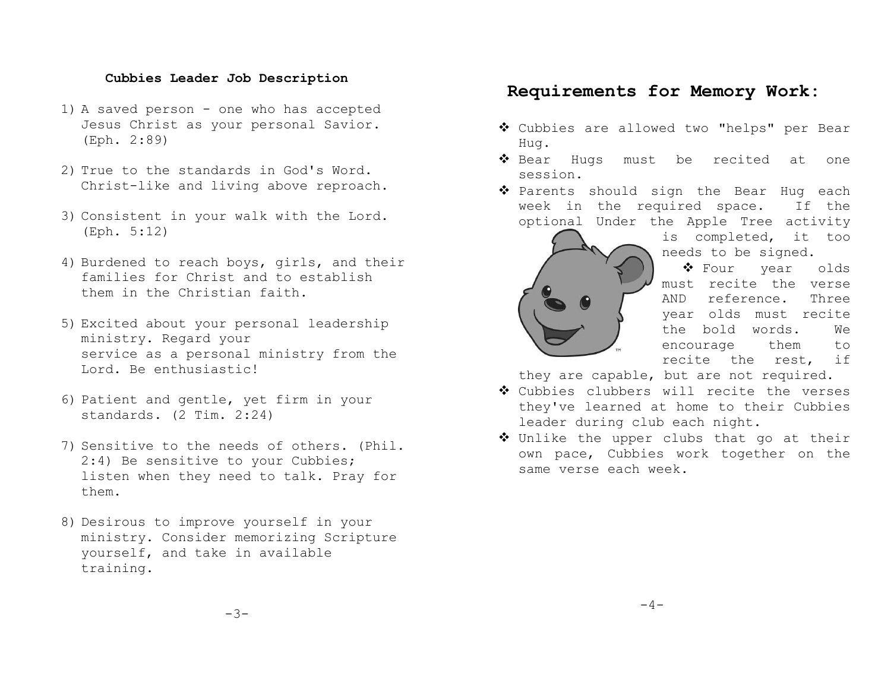**Cubbies Leader Job Description**

1) A saved person - one who has accepted Jesus Christ as your personal Savior. (Eph. 2:89)

2) True to the standards in God's Word. Christ-like and living above reproach.

3) Consistent in your walk with the Lord. (Eph. 5:12)

4) Burdened to reach boys, girls, and their families for Christ and to establish them in the Christian faith.

5) Excited about your personal leadership ministry. Regard your service as a personal ministry from the Lord. Be enthusiastic!

6) Patient and gentle, yet firm in your standards. (2 Tim. 2:24)

7) Sensitive to the needs of others. (Phil. 2:4) Be sensitive to your Cubbies; listen when they need to talk. Pray for them.

8) Desirous to improve yourself in your ministry. Consider memorizing Scripture yourself, and take in available training.

## Requirements for Memory Work:

- Cubbies are allowed two "helps" per Bear Hug.
- Bear Hugs must be recited at one session.
- Parents should sign the Bear Hug each week in the required space. If the optional Under the Apple Tree activity is completed, it too needs to be signed.
- Four year olds must recite the verse AND reference. Three year olds must recite the bold words. We encourage them to recite the rest, if they are capable, but are not required.
- Cubbies clubbers will recite the verses they've learned at home to their Cubbies leader during club each night.
- Unlike the upper clubs that go at their own pace, Cubbies work together on the same verse each week.